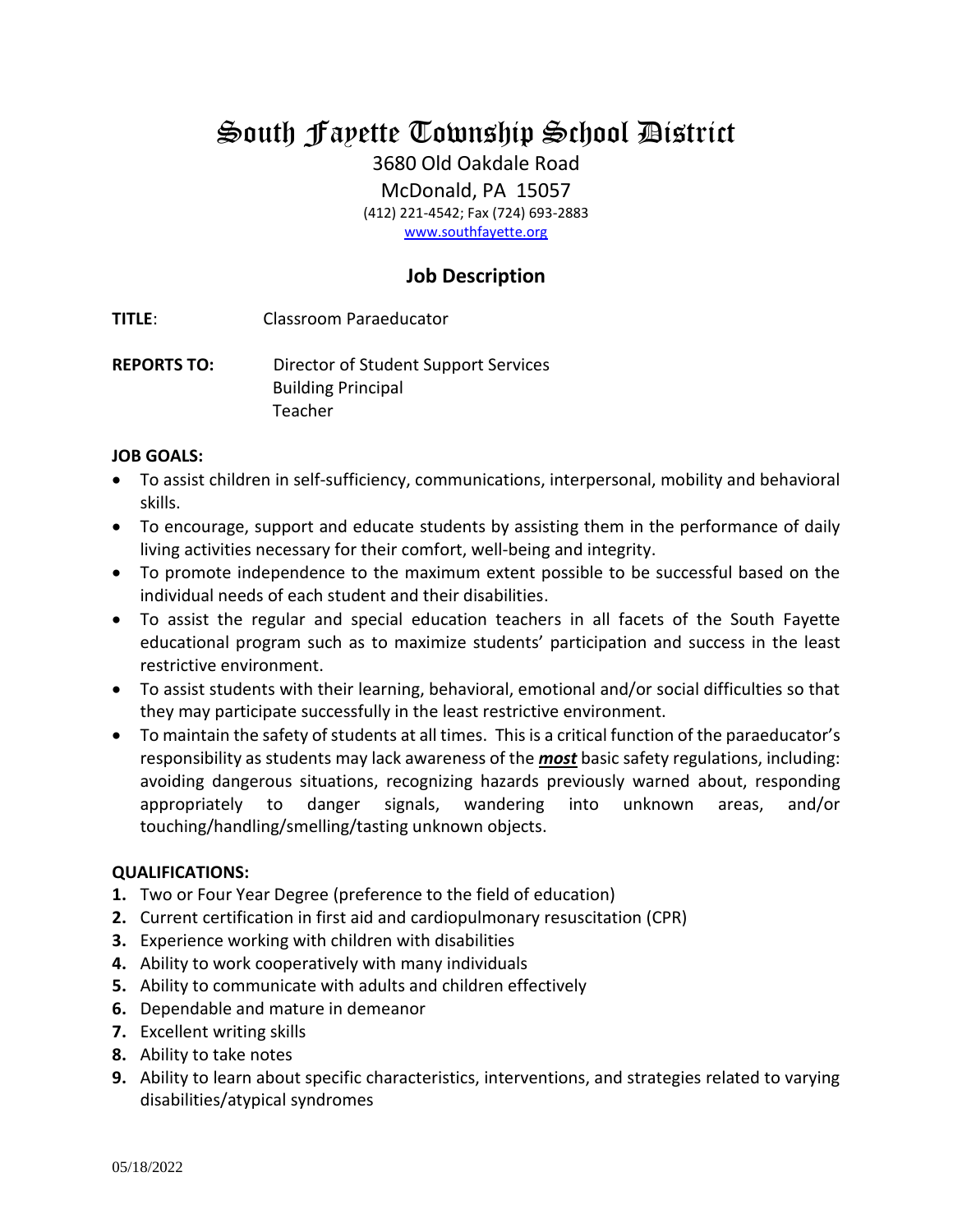# South Fayette Township School District

3680 Old Oakdale Road
McDonald, PA 15057
(412) 221-4542; Fax (724) 693-2883
www.southfayette.org

## Job Description

**TITLE**: Classroom Paraeducator

**REPORTS TO:** Director of Student Support Services
Building Principal
Teacher

**JOB GOALS:**

- To assist children in self-sufficiency, communications, interpersonal, mobility and behavioral skills.
- To encourage, support and educate students by assisting them in the performance of daily living activities necessary for their comfort, well-being and integrity.
- To promote independence to the maximum extent possible to be successful based on the individual needs of each student and their disabilities.
- To assist the regular and special education teachers in all facets of the South Fayette educational program such as to maximize students' participation and success in the least restrictive environment.
- To assist students with their learning, behavioral, emotional and/or social difficulties so that they may participate successfully in the least restrictive environment.
- To maintain the safety of students at all times. This is a critical function of the paraeducator's responsibility as students may lack awareness of the ***most*** basic safety regulations, including: avoiding dangerous situations, recognizing hazards previously warned about, responding appropriately to danger signals, wandering into unknown areas, and/or touching/handling/smelling/tasting unknown objects.

**QUALIFICATIONS:**

1. Two or Four Year Degree (preference to the field of education)
2. Current certification in first aid and cardiopulmonary resuscitation (CPR)
3. Experience working with children with disabilities
4. Ability to work cooperatively with many individuals
5. Ability to communicate with adults and children effectively
6. Dependable and mature in demeanor
7. Excellent writing skills
8. Ability to take notes
9. Ability to learn about specific characteristics, interventions, and strategies related to varying disabilities/atypical syndromes

05/18/2022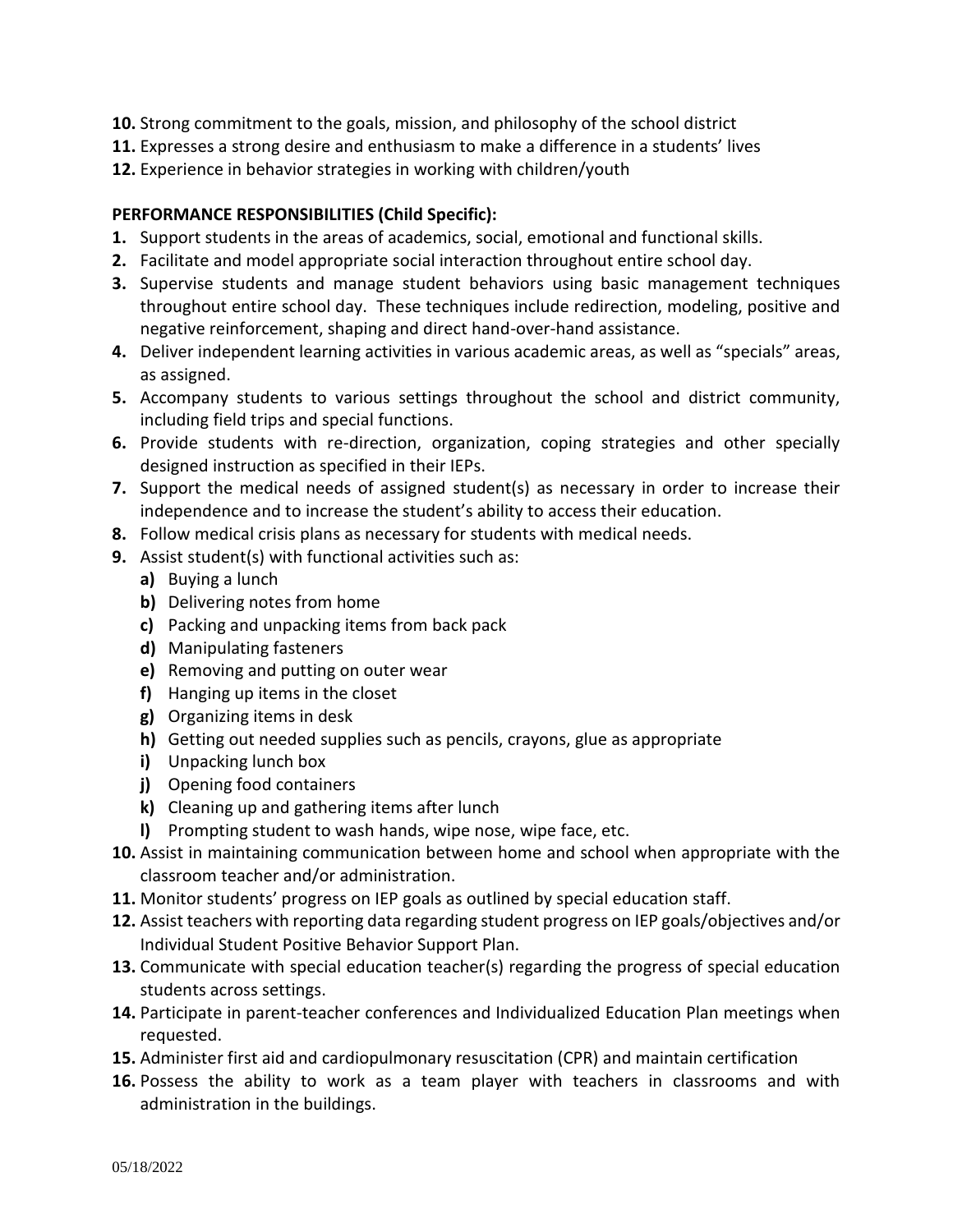10. Strong commitment to the goals, mission, and philosophy of the school district
11. Expresses a strong desire and enthusiasm to make a difference in a students' lives
12. Experience in behavior strategies in working with children/youth

**PERFORMANCE RESPONSIBILITIES (Child Specific):**

1. Support students in the areas of academics, social, emotional and functional skills.
2. Facilitate and model appropriate social interaction throughout entire school day.
3. Supervise students and manage student behaviors using basic management techniques throughout entire school day. These techniques include redirection, modeling, positive and negative reinforcement, shaping and direct hand-over-hand assistance.
4. Deliver independent learning activities in various academic areas, as well as "specials" areas, as assigned.
5. Accompany students to various settings throughout the school and district community, including field trips and special functions.
6. Provide students with re-direction, organization, coping strategies and other specially designed instruction as specified in their IEPs.
7. Support the medical needs of assigned student(s) as necessary in order to increase their independence and to increase the student's ability to access their education.
8. Follow medical crisis plans as necessary for students with medical needs.
9. Assist student(s) with functional activities such as:
   - **a)** Buying a lunch
   - **b)** Delivering notes from home
   - **c)** Packing and unpacking items from back pack
   - **d)** Manipulating fasteners
   - **e)** Removing and putting on outer wear
   - **f)** Hanging up items in the closet
   - **g)** Organizing items in desk
   - **h)** Getting out needed supplies such as pencils, crayons, glue as appropriate
   - **i)** Unpacking lunch box
   - **j)** Opening food containers
   - **k)** Cleaning up and gathering items after lunch
   - **l)** Prompting student to wash hands, wipe nose, wipe face, etc.
10. Assist in maintaining communication between home and school when appropriate with the classroom teacher and/or administration.
11. Monitor students' progress on IEP goals as outlined by special education staff.
12. Assist teachers with reporting data regarding student progress on IEP goals/objectives and/or Individual Student Positive Behavior Support Plan.
13. Communicate with special education teacher(s) regarding the progress of special education students across settings.
14. Participate in parent-teacher conferences and Individualized Education Plan meetings when requested.
15. Administer first aid and cardiopulmonary resuscitation (CPR) and maintain certification
16. Possess the ability to work as a team player with teachers in classrooms and with administration in the buildings.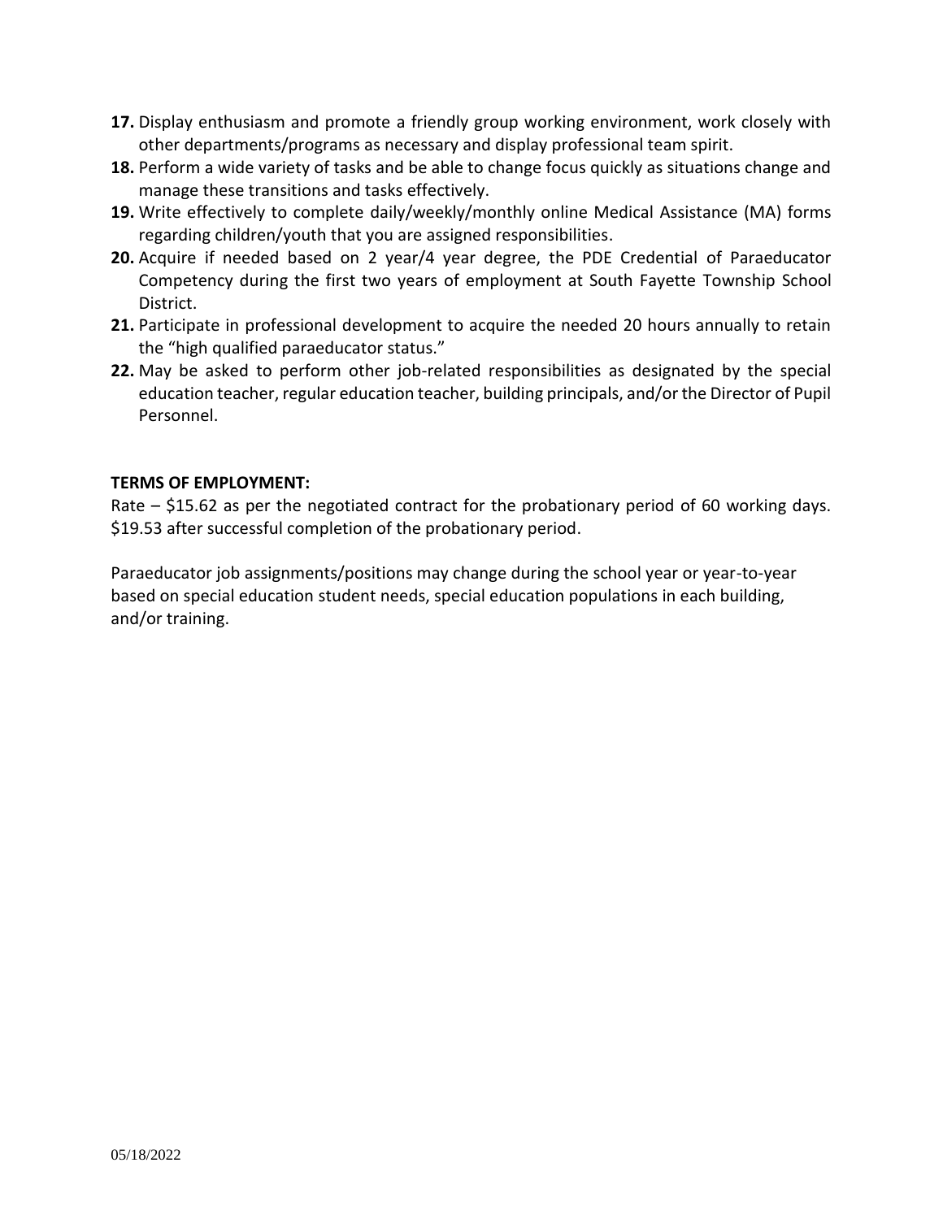17. Display enthusiasm and promote a friendly group working environment, work closely with other departments/programs as necessary and display professional team spirit.
18. Perform a wide variety of tasks and be able to change focus quickly as situations change and manage these transitions and tasks effectively.
19. Write effectively to complete daily/weekly/monthly online Medical Assistance (MA) forms regarding children/youth that you are assigned responsibilities.
20. Acquire if needed based on 2 year/4 year degree, the PDE Credential of Paraeducator Competency during the first two years of employment at South Fayette Township School District.
21. Participate in professional development to acquire the needed 20 hours annually to retain the "high qualified paraeducator status."
22. May be asked to perform other job-related responsibilities as designated by the special education teacher, regular education teacher, building principals, and/or the Director of Pupil Personnel.

**TERMS OF EMPLOYMENT:**

Rate – $15.62 as per the negotiated contract for the probationary period of 60 working days. $19.53 after successful completion of the probationary period.

Paraeducator job assignments/positions may change during the school year or year-to-year based on special education student needs, special education populations in each building, and/or training.

05/18/2022